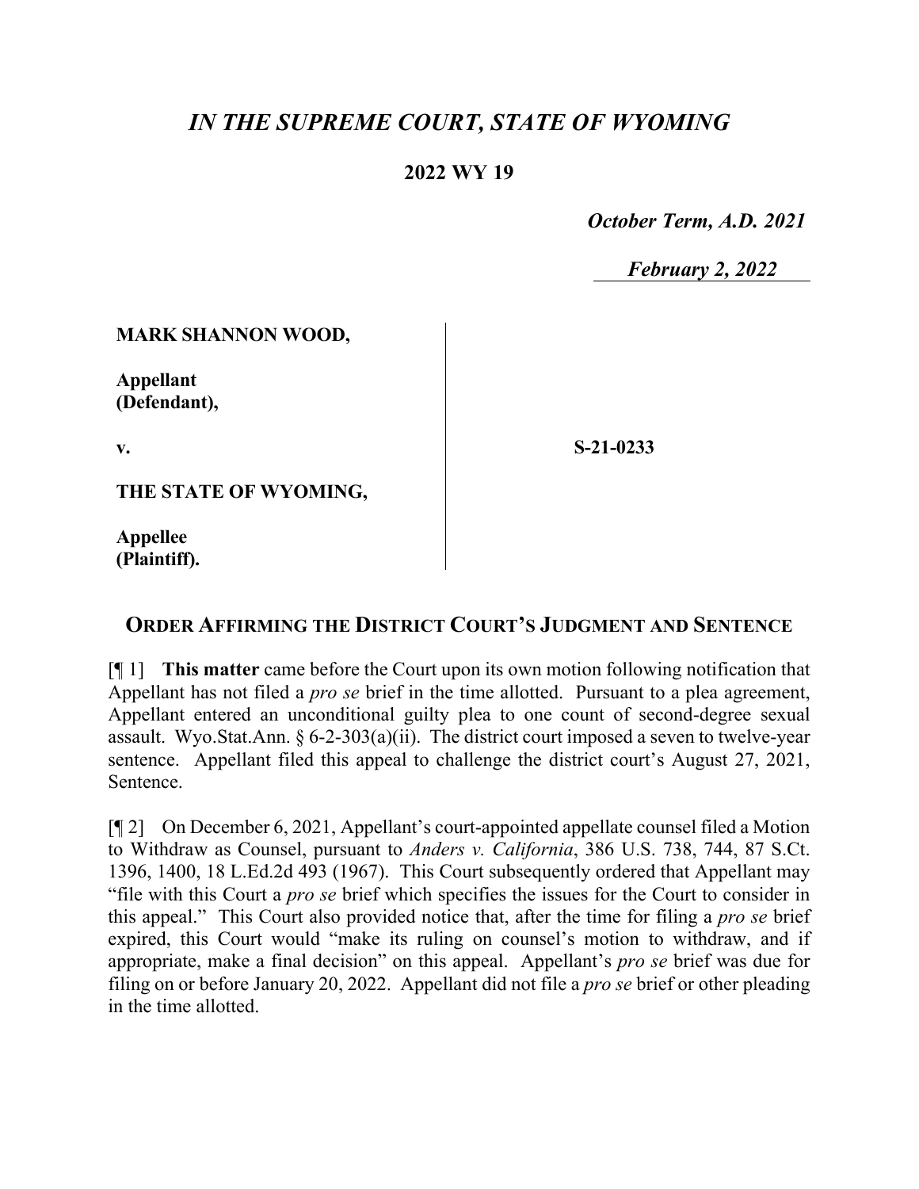# *IN THE SUPREME COURT, STATE OF WYOMING*

## 2022 WY 19

*October Term, A.D. 2021*

*February 2, 2022*

**MARK SHANNON WOOD,**

**Appellant (Defendant),**

**v.**

**THE STATE OF WYOMING,**

**Appellee (Plaintiff).**

**S-21-0233**

## ORDER AFFIRMING THE DISTRICT COURT'S JUDGMENT AND SENTENCE

[¶ 1] **This matter** came before the Court upon its own motion following notification that Appellant has not filed a *pro se* brief in the time allotted. Pursuant to a plea agreement, Appellant entered an unconditional guilty plea to one count of second-degree sexual assault. Wyo.Stat.Ann. § 6-2-303(a)(ii). The district court imposed a seven to twelve-year sentence. Appellant filed this appeal to challenge the district court's August 27, 2021, Sentence.

[¶ 2] On December 6, 2021, Appellant's court-appointed appellate counsel filed a Motion to Withdraw as Counsel, pursuant to *Anders v. California*, 386 U.S. 738, 744, 87 S.Ct. 1396, 1400, 18 L.Ed.2d 493 (1967). This Court subsequently ordered that Appellant may "file with this Court a *pro se* brief which specifies the issues for the Court to consider in this appeal." This Court also provided notice that, after the time for filing a *pro se* brief expired, this Court would "make its ruling on counsel's motion to withdraw, and if appropriate, make a final decision" on this appeal. Appellant's *pro se* brief was due for filing on or before January 20, 2022. Appellant did not file a *pro se* brief or other pleading in the time allotted.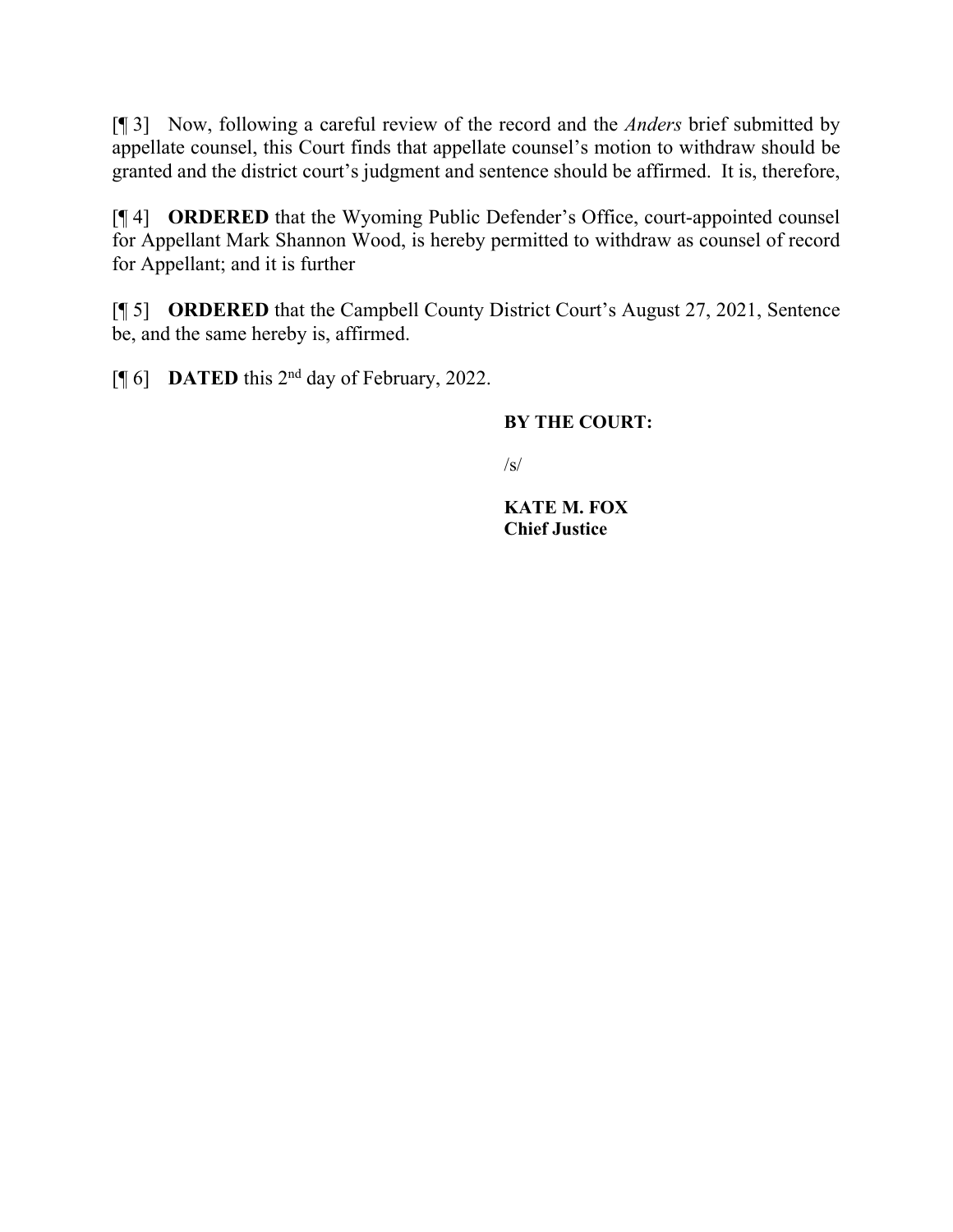[¶ 3] Now, following a careful review of the record and the *Anders* brief submitted by appellate counsel, this Court finds that appellate counsel's motion to withdraw should be granted and the district court's judgment and sentence should be affirmed. It is, therefore,

[¶ 4] **ORDERED** that the Wyoming Public Defender's Office, court-appointed counsel for Appellant Mark Shannon Wood, is hereby permitted to withdraw as counsel of record for Appellant; and it is further

[¶ 5] **ORDERED** that the Campbell County District Court's August 27, 2021, Sentence be, and the same hereby is, affirmed.

[¶ 6] **DATED** this 2nd day of February, 2022.

**BY THE COURT:**

/s/

**KATE M. FOX**
**Chief Justice**